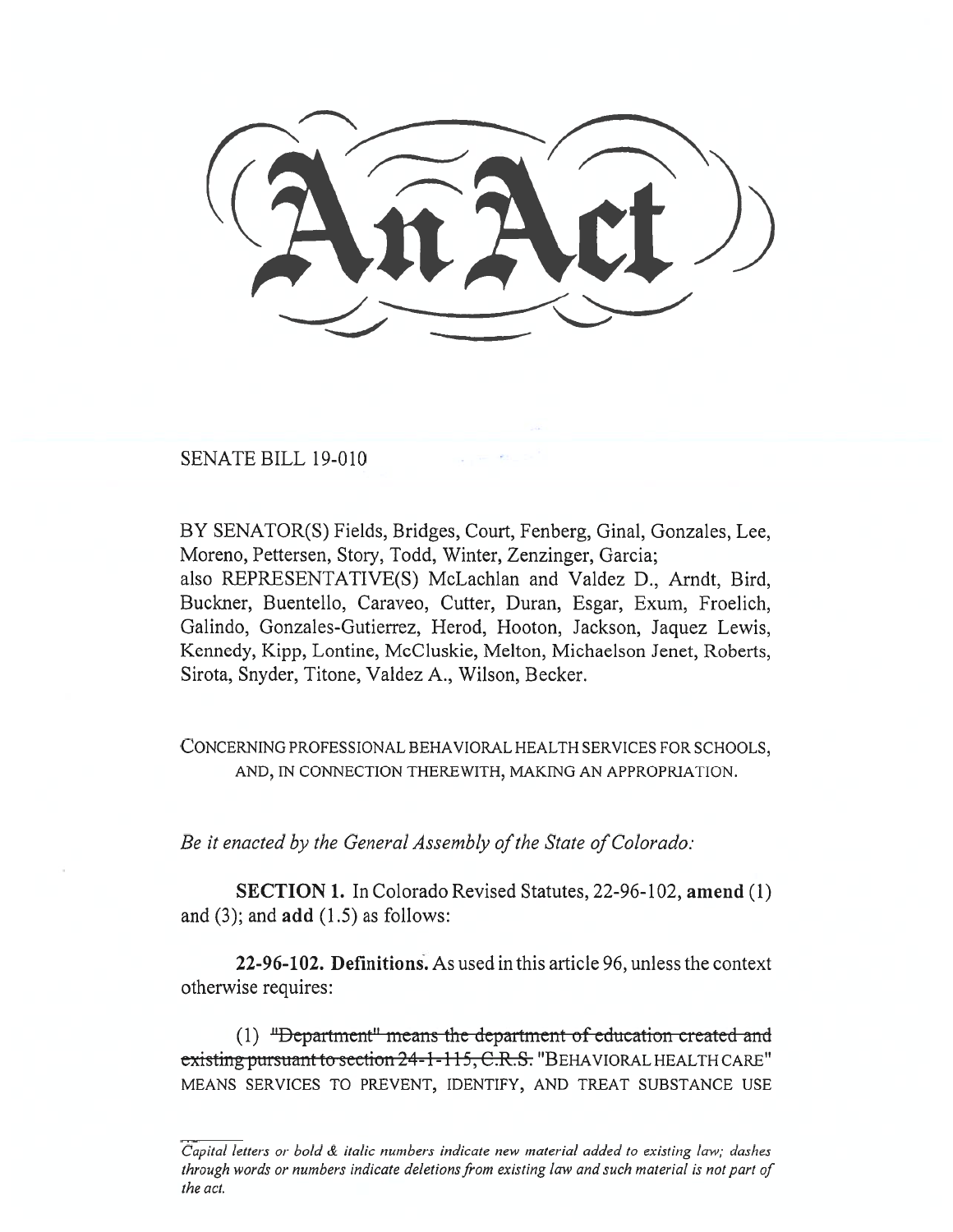# An Act

SENATE BILL 19-010

BY SENATOR(S) Fields, Bridges, Court, Fenberg, Ginal, Gonzales, Lee, Moreno, Pettersen, Story, Todd, Winter, Zenzinger, Garcia;
also REPRESENTATIVE(S) McLachlan and Valdez D., Arndt, Bird, Buckner, Buentello, Caraveo, Cutter, Duran, Esgar, Exum, Froelich, Galindo, Gonzales-Gutierrez, Herod, Hooton, Jackson, Jaquez Lewis, Kennedy, Kipp, Lontine, McCluskie, Melton, Michaelson Jenet, Roberts, Sirota, Snyder, Titone, Valdez A., Wilson, Becker.

CONCERNING PROFESSIONAL BEHAVIORAL HEALTH SERVICES FOR SCHOOLS, AND, IN CONNECTION THEREWITH, MAKING AN APPROPRIATION.

*Be it enacted by the General Assembly of the State of Colorado:*

**SECTION 1.** In Colorado Revised Statutes, 22-96-102, **amend** (1) and (3); and **add** (1.5) as follows:

**22-96-102. Definitions.** As used in this article 96, unless the context otherwise requires:

(1) ~~"Department" means the department of education created and existing pursuant to section 24-1-115, C.R.S.~~ "BEHAVIORAL HEALTH CARE" MEANS SERVICES TO PREVENT, IDENTIFY, AND TREAT SUBSTANCE USE

*Capital letters or bold & italic numbers indicate new material added to existing law; dashes through words or numbers indicate deletions from existing law and such material is not part of the act.*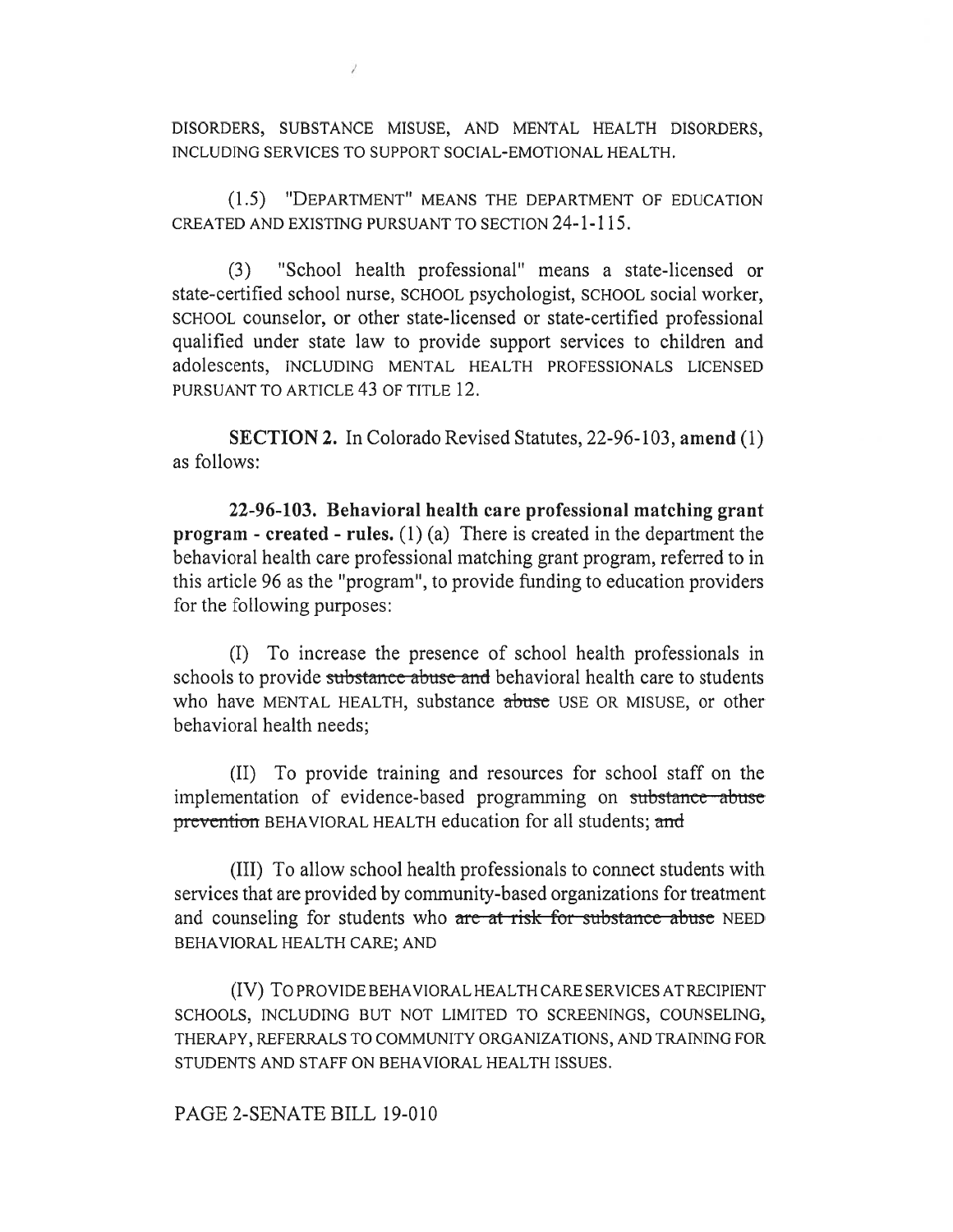DISORDERS, SUBSTANCE MISUSE, AND MENTAL HEALTH DISORDERS, INCLUDING SERVICES TO SUPPORT SOCIAL-EMOTIONAL HEALTH.

(1.5) "DEPARTMENT" MEANS THE DEPARTMENT OF EDUCATION CREATED AND EXISTING PURSUANT TO SECTION 24-1-115.

(3) "School health professional" means a state-licensed or state-certified school nurse, SCHOOL psychologist, SCHOOL social worker, SCHOOL counselor, or other state-licensed or state-certified professional qualified under state law to provide support services to children and adolescents, INCLUDING MENTAL HEALTH PROFESSIONALS LICENSED PURSUANT TO ARTICLE 43 OF TITLE 12.

**SECTION 2.** In Colorado Revised Statutes, 22-96-103, **amend** (1) as follows:

**22-96-103. Behavioral health care professional matching grant program - created - rules.** (1) (a) There is created in the department the behavioral health care professional matching grant program, referred to in this article 96 as the "program", to provide funding to education providers for the following purposes:

(I) To increase the presence of school health professionals in schools to provide ~~substance abuse and~~ behavioral health care to students who have MENTAL HEALTH, substance ~~abuse~~ USE OR MISUSE, or other behavioral health needs;

(II) To provide training and resources for school staff on the implementation of evidence-based programming on ~~substance abuse prevention~~ BEHAVIORAL HEALTH education for all students; ~~and~~

(III) To allow school health professionals to connect students with services that are provided by community-based organizations for treatment and counseling for students who ~~are at risk for substance abuse~~ NEED BEHAVIORAL HEALTH CARE; AND

(IV) TO PROVIDE BEHAVIORAL HEALTH CARE SERVICES AT RECIPIENT SCHOOLS, INCLUDING BUT NOT LIMITED TO SCREENINGS, COUNSELING, THERAPY, REFERRALS TO COMMUNITY ORGANIZATIONS, AND TRAINING FOR STUDENTS AND STAFF ON BEHAVIORAL HEALTH ISSUES.

PAGE 2-SENATE BILL 19-010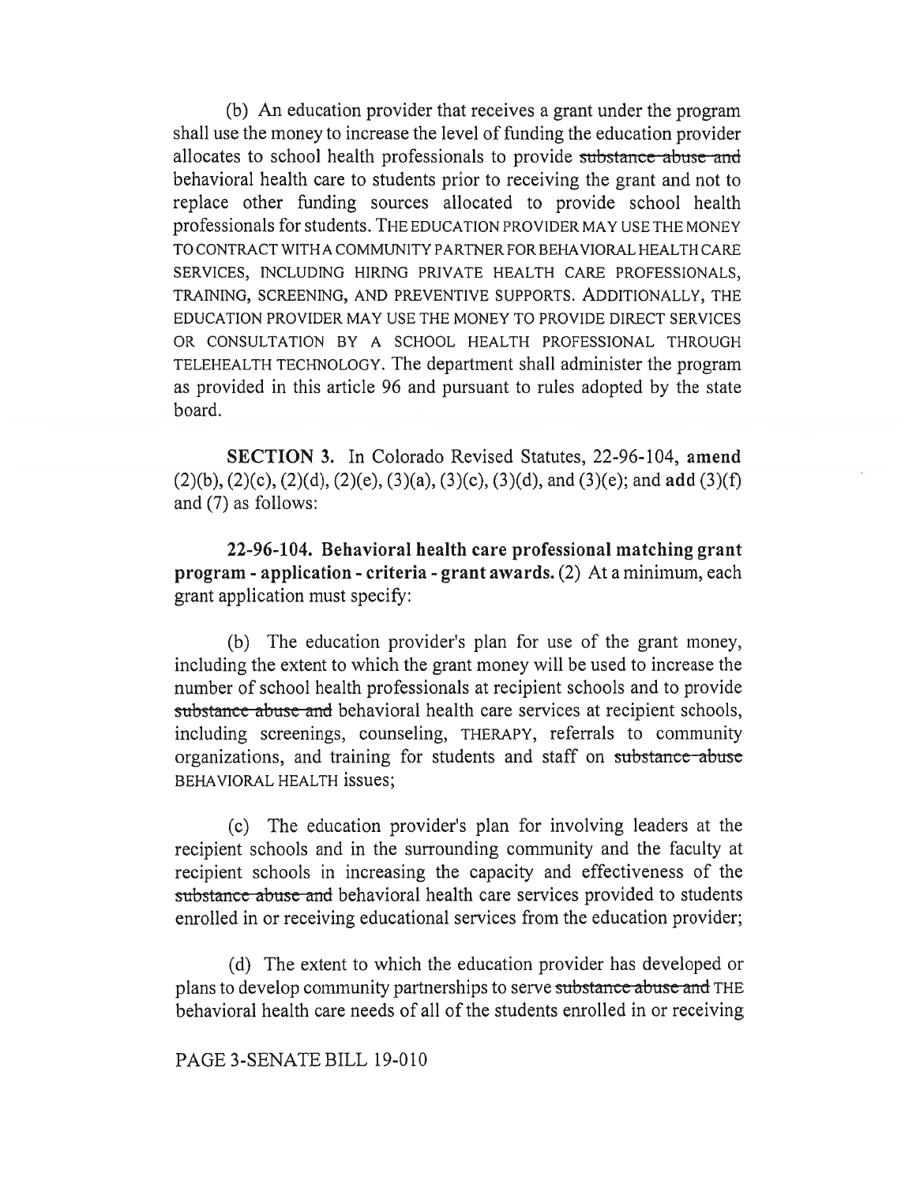(b) An education provider that receives a grant under the program shall use the money to increase the level of funding the education provider allocates to school health professionals to provide ~~substance abuse and~~ behavioral health care to students prior to receiving the grant and not to replace other funding sources allocated to provide school health professionals for students. THE EDUCATION PROVIDER MAY USE THE MONEY TO CONTRACT WITH A COMMUNITY PARTNER FOR BEHAVIORAL HEALTH CARE SERVICES, INCLUDING HIRING PRIVATE HEALTH CARE PROFESSIONALS, TRAINING, SCREENING, AND PREVENTIVE SUPPORTS. ADDITIONALLY, THE EDUCATION PROVIDER MAY USE THE MONEY TO PROVIDE DIRECT SERVICES OR CONSULTATION BY A SCHOOL HEALTH PROFESSIONAL THROUGH TELEHEALTH TECHNOLOGY. The department shall administer the program as provided in this article 96 and pursuant to rules adopted by the state board.

**SECTION 3.** In Colorado Revised Statutes, 22-96-104, **amend** (2)(b), (2)(c), (2)(d), (2)(e), (3)(a), (3)(c), (3)(d), and (3)(e); and **add** (3)(f) and (7) as follows:

**22-96-104. Behavioral health care professional matching grant program - application - criteria - grant awards.** (2) At a minimum, each grant application must specify:

(b) The education provider's plan for use of the grant money, including the extent to which the grant money will be used to increase the number of school health professionals at recipient schools and to provide ~~substance abuse and~~ behavioral health care services at recipient schools, including screenings, counseling, THERAPY, referrals to community organizations, and training for students and staff on ~~substance abuse~~ BEHAVIORAL HEALTH issues;

(c) The education provider's plan for involving leaders at the recipient schools and in the surrounding community and the faculty at recipient schools in increasing the capacity and effectiveness of the ~~substance abuse and~~ behavioral health care services provided to students enrolled in or receiving educational services from the education provider;

(d) The extent to which the education provider has developed or plans to develop community partnerships to serve ~~substance abuse and~~ THE behavioral health care needs of all of the students enrolled in or receiving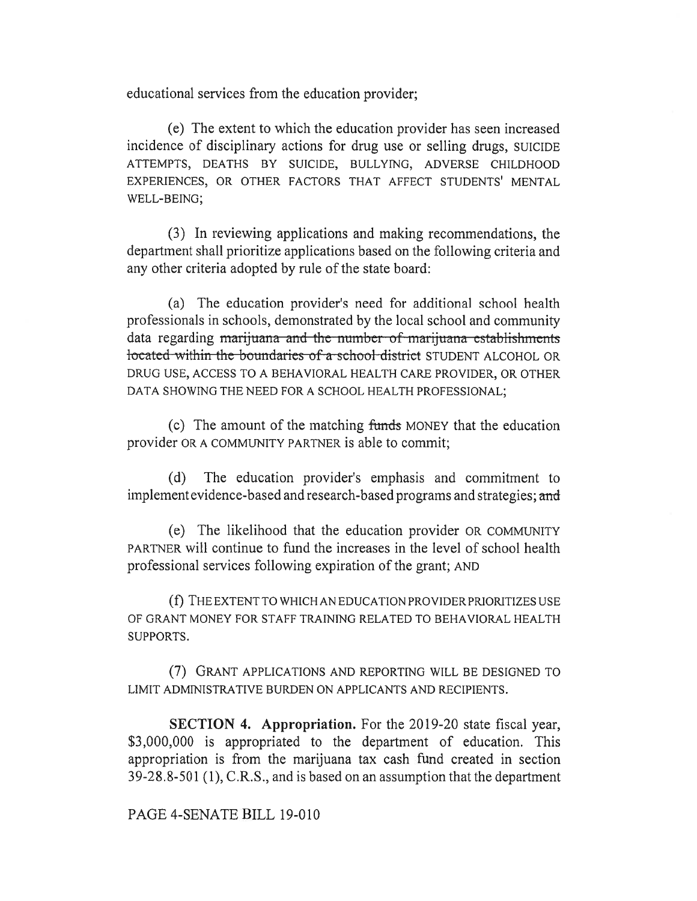educational services from the education provider;

(e) The extent to which the education provider has seen increased incidence of disciplinary actions for drug use or selling drugs, SUICIDE ATTEMPTS, DEATHS BY SUICIDE, BULLYING, ADVERSE CHILDHOOD EXPERIENCES, OR OTHER FACTORS THAT AFFECT STUDENTS' MENTAL WELL-BEING;

(3) In reviewing applications and making recommendations, the department shall prioritize applications based on the following criteria and any other criteria adopted by rule of the state board:

(a) The education provider's need for additional school health professionals in schools, demonstrated by the local school and community data regarding ~~marijuana and the number of marijuana establishments located within the boundaries of a school district~~ STUDENT ALCOHOL OR DRUG USE, ACCESS TO A BEHAVIORAL HEALTH CARE PROVIDER, OR OTHER DATA SHOWING THE NEED FOR A SCHOOL HEALTH PROFESSIONAL;

(c) The amount of the matching ~~funds~~ MONEY that the education provider OR A COMMUNITY PARTNER is able to commit;

(d) The education provider's emphasis and commitment to implement evidence-based and research-based programs and strategies; ~~and~~

(e) The likelihood that the education provider OR COMMUNITY PARTNER will continue to fund the increases in the level of school health professional services following expiration of the grant; AND

(f) THE EXTENT TO WHICH AN EDUCATION PROVIDER PRIORITIZES USE OF GRANT MONEY FOR STAFF TRAINING RELATED TO BEHAVIORAL HEALTH SUPPORTS.

(7) GRANT APPLICATIONS AND REPORTING WILL BE DESIGNED TO LIMIT ADMINISTRATIVE BURDEN ON APPLICANTS AND RECIPIENTS.

**SECTION 4. Appropriation.** For the 2019-20 state fiscal year, \$3,000,000 is appropriated to the department of education. This appropriation is from the marijuana tax cash fund created in section 39-28.8-501 (1), C.R.S., and is based on an assumption that the department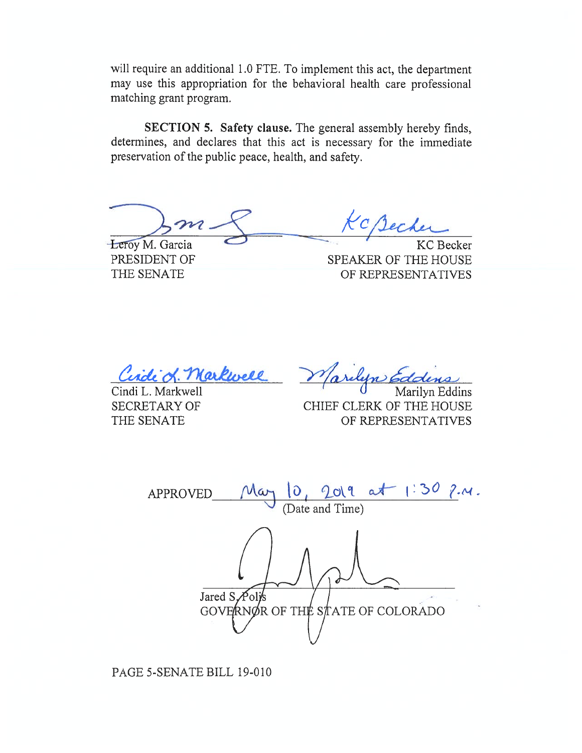will require an additional 1.0 FTE. To implement this act, the department may use this appropriation for the behavioral health care professional matching grant program.

**SECTION 5. Safety clause.** The general assembly hereby finds, determines, and declares that this act is necessary for the immediate preservation of the public peace, health, and safety.

Leroy M. Garcia
PRESIDENT OF
THE SENATE

KC Becker
SPEAKER OF THE HOUSE
OF REPRESENTATIVES

Cindi L. Markwell
SECRETARY OF
THE SENATE

Marilyn Eddins
CHIEF CLERK OF THE HOUSE
OF REPRESENTATIVES

APPROVED May 10, 2019 at 1:30 P.M.
(Date and Time)

Jared S. Polis
GOVERNOR OF THE STATE OF COLORADO

PAGE 5-SENATE BILL 19-010